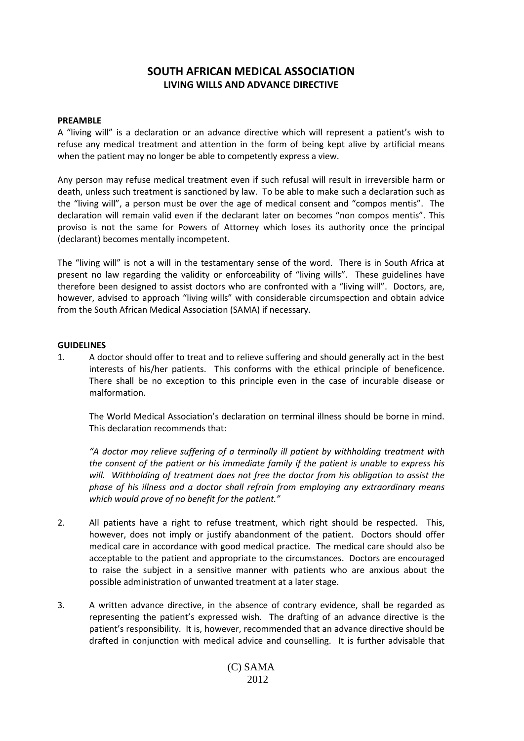# SOUTH AFRICAN MEDICAL ASSOCIATION

## LIVING WILLS AND ADVANCE DIRECTIVE

**PREAMBLE**

A "living will" is a declaration or an advance directive which will represent a patient's wish to refuse any medical treatment and attention in the form of being kept alive by artificial means when the patient may no longer be able to competently express a view.

Any person may refuse medical treatment even if such refusal will result in irreversible harm or death, unless such treatment is sanctioned by law. To be able to make such a declaration such as the "living will", a person must be over the age of medical consent and "compos mentis". The declaration will remain valid even if the declarant later on becomes "non compos mentis". This proviso is not the same for Powers of Attorney which loses its authority once the principal (declarant) becomes mentally incompetent.

The "living will" is not a will in the testamentary sense of the word. There is in South Africa at present no law regarding the validity or enforceability of "living wills". These guidelines have therefore been designed to assist doctors who are confronted with a "living will". Doctors, are, however, advised to approach "living wills" with considerable circumspection and obtain advice from the South African Medical Association (SAMA) if necessary.

**GUIDELINES**

1. A doctor should offer to treat and to relieve suffering and should generally act in the best interests of his/her patients. This conforms with the ethical principle of beneficence. There shall be no exception to this principle even in the case of incurable disease or malformation.

   The World Medical Association's declaration on terminal illness should be borne in mind. This declaration recommends that:

   *"A doctor may relieve suffering of a terminally ill patient by withholding treatment with the consent of the patient or his immediate family if the patient is unable to express his will. Withholding of treatment does not free the doctor from his obligation to assist the phase of his illness and a doctor shall refrain from employing any extraordinary means which would prove of no benefit for the patient."*

2. All patients have a right to refuse treatment, which right should be respected. This, however, does not imply or justify abandonment of the patient. Doctors should offer medical care in accordance with good medical practice. The medical care should also be acceptable to the patient and appropriate to the circumstances. Doctors are encouraged to raise the subject in a sensitive manner with patients who are anxious about the possible administration of unwanted treatment at a later stage.

3. A written advance directive, in the absence of contrary evidence, shall be regarded as representing the patient's expressed wish. The drafting of an advance directive is the patient's responsibility. It is, however, recommended that an advance directive should be drafted in conjunction with medical advice and counselling. It is further advisable that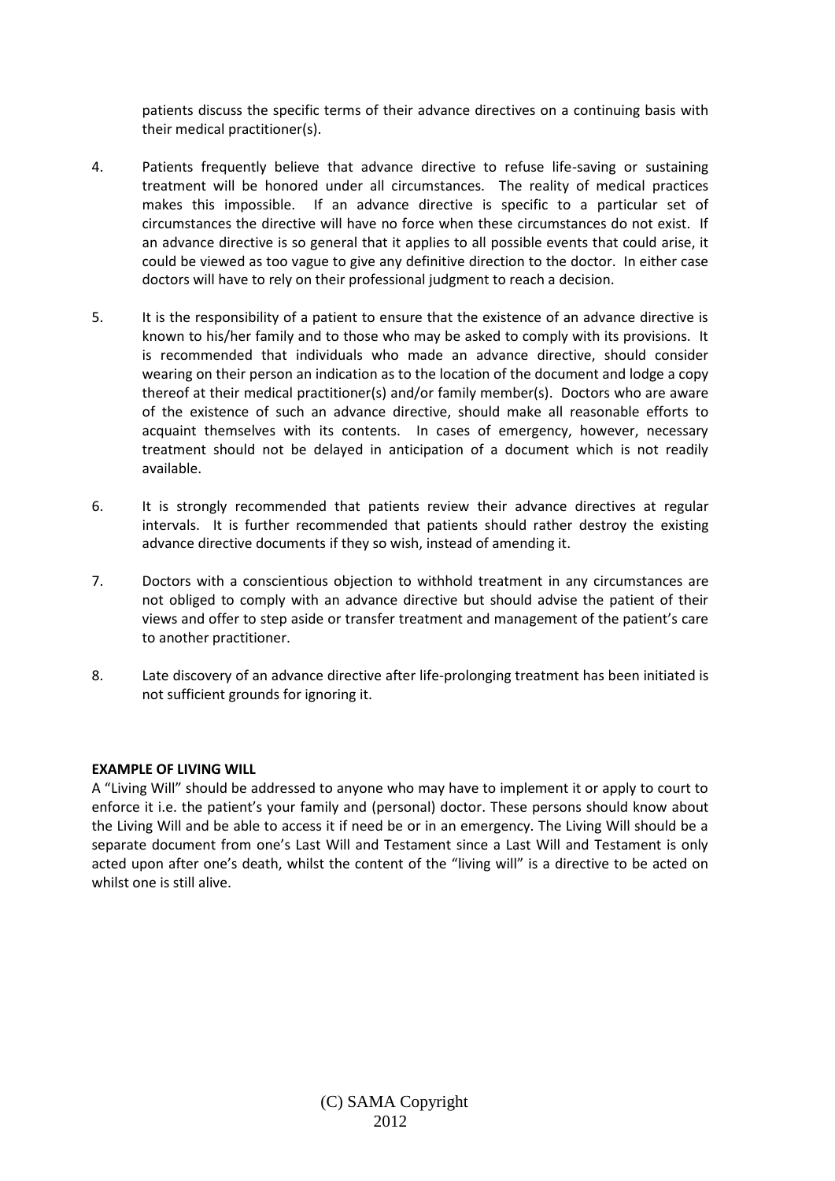patients discuss the specific terms of their advance directives on a continuing basis with their medical practitioner(s).

4. Patients frequently believe that advance directive to refuse life-saving or sustaining treatment will be honored under all circumstances. The reality of medical practices makes this impossible. If an advance directive is specific to a particular set of circumstances the directive will have no force when these circumstances do not exist. If an advance directive is so general that it applies to all possible events that could arise, it could be viewed as too vague to give any definitive direction to the doctor. In either case doctors will have to rely on their professional judgment to reach a decision.

5. It is the responsibility of a patient to ensure that the existence of an advance directive is known to his/her family and to those who may be asked to comply with its provisions. It is recommended that individuals who made an advance directive, should consider wearing on their person an indication as to the location of the document and lodge a copy thereof at their medical practitioner(s) and/or family member(s). Doctors who are aware of the existence of such an advance directive, should make all reasonable efforts to acquaint themselves with its contents. In cases of emergency, however, necessary treatment should not be delayed in anticipation of a document which is not readily available.

6. It is strongly recommended that patients review their advance directives at regular intervals. It is further recommended that patients should rather destroy the existing advance directive documents if they so wish, instead of amending it.

7. Doctors with a conscientious objection to withhold treatment in any circumstances are not obliged to comply with an advance directive but should advise the patient of their views and offer to step aside or transfer treatment and management of the patient's care to another practitioner.

8. Late discovery of an advance directive after life-prolonging treatment has been initiated is not sufficient grounds for ignoring it.

**EXAMPLE OF LIVING WILL**

A "Living Will" should be addressed to anyone who may have to implement it or apply to court to enforce it i.e. the patient's your family and (personal) doctor. These persons should know about the Living Will and be able to access it if need be or in an emergency. The Living Will should be a separate document from one's Last Will and Testament since a Last Will and Testament is only acted upon after one's death, whilst the content of the "living will" is a directive to be acted on whilst one is still alive.

(C) SAMA Copyright 2012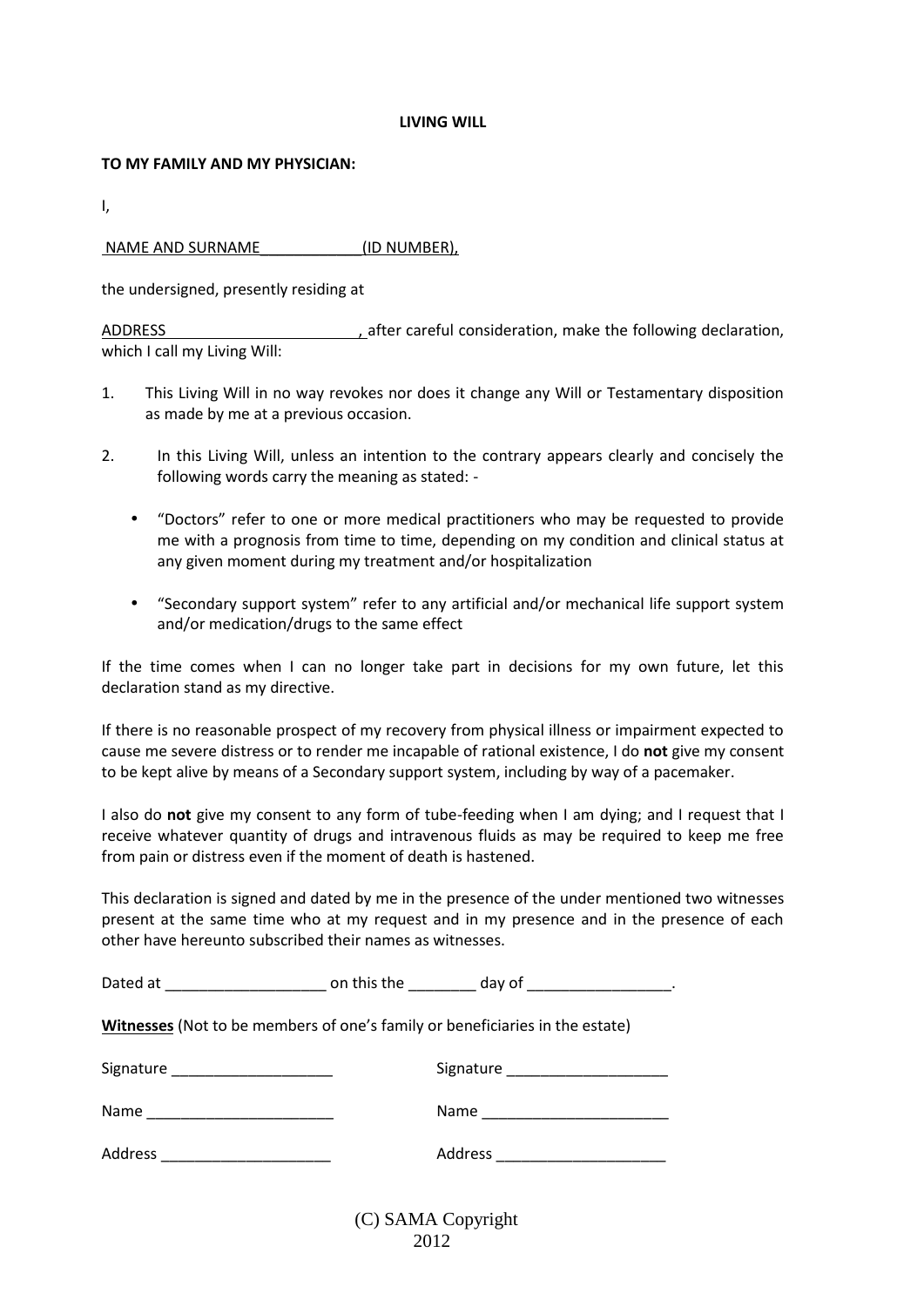# LIVING WILL

**TO MY FAMILY AND MY PHYSICIAN:**

I,

NAME AND SURNAME____________(ID NUMBER),

the undersigned, presently residing at

ADDRESS , after careful consideration, make the following declaration, which I call my Living Will:

1. This Living Will in no way revokes nor does it change any Will or Testamentary disposition as made by me at a previous occasion.

2. In this Living Will, unless an intention to the contrary appears clearly and concisely the following words carry the meaning as stated: -

   - "Doctors" refer to one or more medical practitioners who may be requested to provide me with a prognosis from time to time, depending on my condition and clinical status at any given moment during my treatment and/or hospitalization
   - "Secondary support system" refer to any artificial and/or mechanical life support system and/or medication/drugs to the same effect

If the time comes when I can no longer take part in decisions for my own future, let this declaration stand as my directive.

If there is no reasonable prospect of my recovery from physical illness or impairment expected to cause me severe distress or to render me incapable of rational existence, I do **not** give my consent to be kept alive by means of a Secondary support system, including by way of a pacemaker.

I also do **not** give my consent to any form of tube-feeding when I am dying; and I request that I receive whatever quantity of drugs and intravenous fluids as may be required to keep me free from pain or distress even if the moment of death is hastened.

This declaration is signed and dated by me in the presence of the under mentioned two witnesses present at the same time who at my request and in my presence and in the presence of each other have hereunto subscribed their names as witnesses.

Dated at ___________________ on this the ________ day of _________________.

**Witnesses** (Not to be members of one's family or beneficiaries in the estate)

Signature ___________________ Signature ___________________

Name ______________________ Name ______________________

Address ____________________ Address ____________________

(C) SAMA Copyright 2012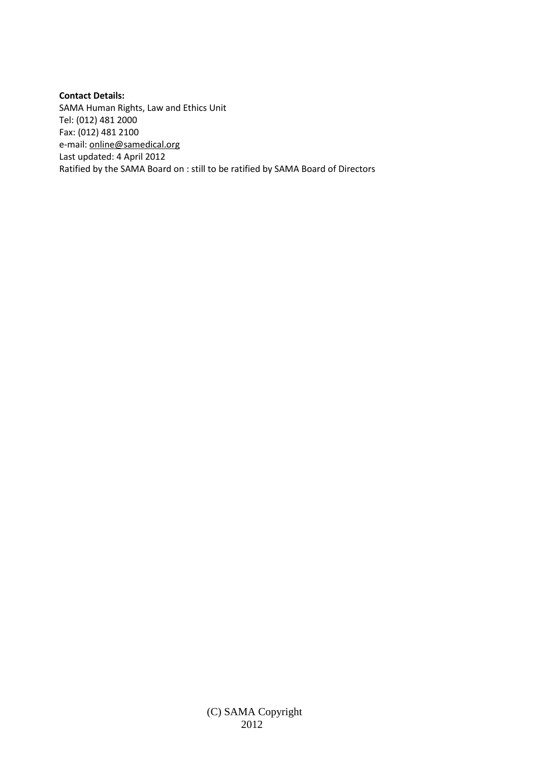**Contact Details:**
SAMA Human Rights, Law and Ethics Unit
Tel: (012) 481 2000
Fax: (012) 481 2100
e-mail: online@samedical.org
Last updated: 4 April 2012
Ratified by the SAMA Board on : still to be ratified by SAMA Board of Directors